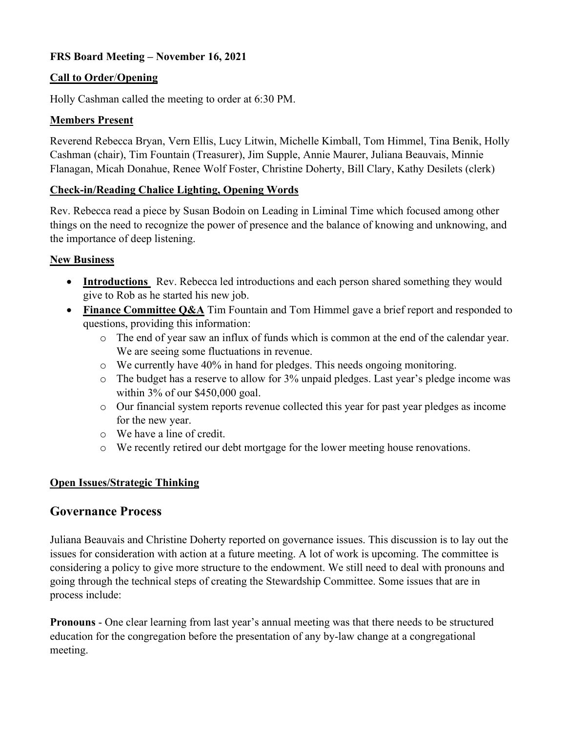**FRS Board Meeting – November 16, 2021**

**Call to Order/Opening**

Holly Cashman called the meeting to order at 6:30 PM.

**Members Present**

Reverend Rebecca Bryan, Vern Ellis, Lucy Litwin, Michelle Kimball, Tom Himmel, Tina Benik, Holly Cashman (chair), Tim Fountain (Treasurer), Jim Supple, Annie Maurer, Juliana Beauvais, Minnie Flanagan, Micah Donahue, Renee Wolf Foster, Christine Doherty, Bill Clary, Kathy Desilets (clerk)

**Check-in/Reading Chalice Lighting, Opening Words**

Rev. Rebecca read a piece by Susan Bodoin on Leading in Liminal Time which focused among other things on the need to recognize the power of presence and the balance of knowing and unknowing, and the importance of deep listening.

**New Business**

- **Introductions** Rev. Rebecca led introductions and each person shared something they would give to Rob as he started his new job.
- **Finance Committee Q&A** Tim Fountain and Tom Himmel gave a brief report and responded to questions, providing this information:
  - The end of year saw an influx of funds which is common at the end of the calendar year. We are seeing some fluctuations in revenue.
  - We currently have 40% in hand for pledges. This needs ongoing monitoring.
  - The budget has a reserve to allow for 3% unpaid pledges. Last year's pledge income was within 3% of our $450,000 goal.
  - Our financial system reports revenue collected this year for past year pledges as income for the new year.
  - We have a line of credit.
  - We recently retired our debt mortgage for the lower meeting house renovations.

**Open Issues/Strategic Thinking**

## Governance Process

Juliana Beauvais and Christine Doherty reported on governance issues. This discussion is to lay out the issues for consideration with action at a future meeting. A lot of work is upcoming. The committee is considering a policy to give more structure to the endowment. We still need to deal with pronouns and going through the technical steps of creating the Stewardship Committee. Some issues that are in process include:

**Pronouns** - One clear learning from last year's annual meeting was that there needs to be structured education for the congregation before the presentation of any by-law change at a congregational meeting.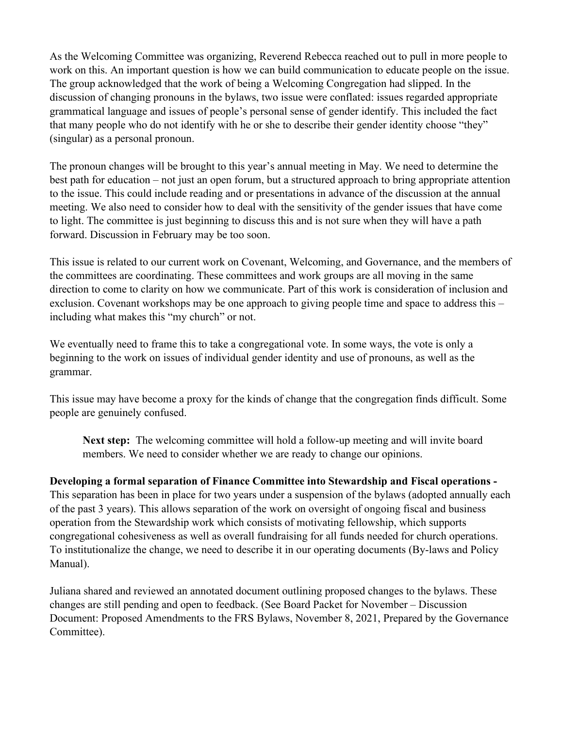As the Welcoming Committee was organizing, Reverend Rebecca reached out to pull in more people to work on this. An important question is how we can build communication to educate people on the issue. The group acknowledged that the work of being a Welcoming Congregation had slipped. In the discussion of changing pronouns in the bylaws, two issue were conflated: issues regarded appropriate grammatical language and issues of people's personal sense of gender identify. This included the fact that many people who do not identify with he or she to describe their gender identity choose "they" (singular) as a personal pronoun.

The pronoun changes will be brought to this year's annual meeting in May. We need to determine the best path for education – not just an open forum, but a structured approach to bring appropriate attention to the issue. This could include reading and or presentations in advance of the discussion at the annual meeting. We also need to consider how to deal with the sensitivity of the gender issues that have come to light. The committee is just beginning to discuss this and is not sure when they will have a path forward. Discussion in February may be too soon.

This issue is related to our current work on Covenant, Welcoming, and Governance, and the members of the committees are coordinating. These committees and work groups are all moving in the same direction to come to clarity on how we communicate. Part of this work is consideration of inclusion and exclusion. Covenant workshops may be one approach to giving people time and space to address this – including what makes this "my church" or not.

We eventually need to frame this to take a congregational vote. In some ways, the vote is only a beginning to the work on issues of individual gender identity and use of pronouns, as well as the grammar.

This issue may have become a proxy for the kinds of change that the congregation finds difficult. Some people are genuinely confused.

> **Next step:** The welcoming committee will hold a follow-up meeting and will invite board members. We need to consider whether we are ready to change our opinions.

**Developing a formal separation of Finance Committee into Stewardship and Fiscal operations -** This separation has been in place for two years under a suspension of the bylaws (adopted annually each of the past 3 years). This allows separation of the work on oversight of ongoing fiscal and business operation from the Stewardship work which consists of motivating fellowship, which supports congregational cohesiveness as well as overall fundraising for all funds needed for church operations. To institutionalize the change, we need to describe it in our operating documents (By-laws and Policy Manual).

Juliana shared and reviewed an annotated document outlining proposed changes to the bylaws. These changes are still pending and open to feedback. (See Board Packet for November – Discussion Document: Proposed Amendments to the FRS Bylaws, November 8, 2021, Prepared by the Governance Committee).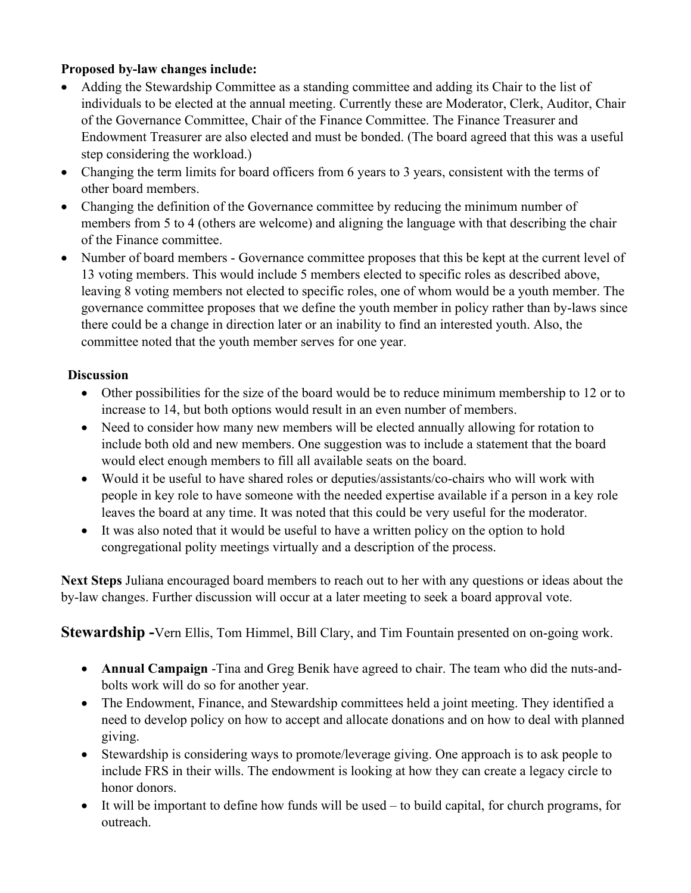**Proposed by-law changes include:**

- Adding the Stewardship Committee as a standing committee and adding its Chair to the list of individuals to be elected at the annual meeting. Currently these are Moderator, Clerk, Auditor, Chair of the Governance Committee, Chair of the Finance Committee. The Finance Treasurer and Endowment Treasurer are also elected and must be bonded. (The board agreed that this was a useful step considering the workload.)
- Changing the term limits for board officers from 6 years to 3 years, consistent with the terms of other board members.
- Changing the definition of the Governance committee by reducing the minimum number of members from 5 to 4 (others are welcome) and aligning the language with that describing the chair of the Finance committee.
- Number of board members - Governance committee proposes that this be kept at the current level of 13 voting members. This would include 5 members elected to specific roles as described above, leaving 8 voting members not elected to specific roles, one of whom would be a youth member. The governance committee proposes that we define the youth member in policy rather than by-laws since there could be a change in direction later or an inability to find an interested youth. Also, the committee noted that the youth member serves for one year.

**Discussion**

- Other possibilities for the size of the board would be to reduce minimum membership to 12 or to increase to 14, but both options would result in an even number of members.
- Need to consider how many new members will be elected annually allowing for rotation to include both old and new members. One suggestion was to include a statement that the board would elect enough members to fill all available seats on the board.
- Would it be useful to have shared roles or deputies/assistants/co-chairs who will work with people in key role to have someone with the needed expertise available if a person in a key role leaves the board at any time. It was noted that this could be very useful for the moderator.
- It was also noted that it would be useful to have a written policy on the option to hold congregational polity meetings virtually and a description of the process.

**Next Steps** Juliana encouraged board members to reach out to her with any questions or ideas about the by-law changes. Further discussion will occur at a later meeting to seek a board approval vote.

**Stewardship -**Vern Ellis, Tom Himmel, Bill Clary, and Tim Fountain presented on on-going work.

- **Annual Campaign** -Tina and Greg Benik have agreed to chair. The team who did the nuts-and-bolts work will do so for another year.
- The Endowment, Finance, and Stewardship committees held a joint meeting. They identified a need to develop policy on how to accept and allocate donations and on how to deal with planned giving.
- Stewardship is considering ways to promote/leverage giving. One approach is to ask people to include FRS in their wills. The endowment is looking at how they can create a legacy circle to honor donors.
- It will be important to define how funds will be used – to build capital, for church programs, for outreach.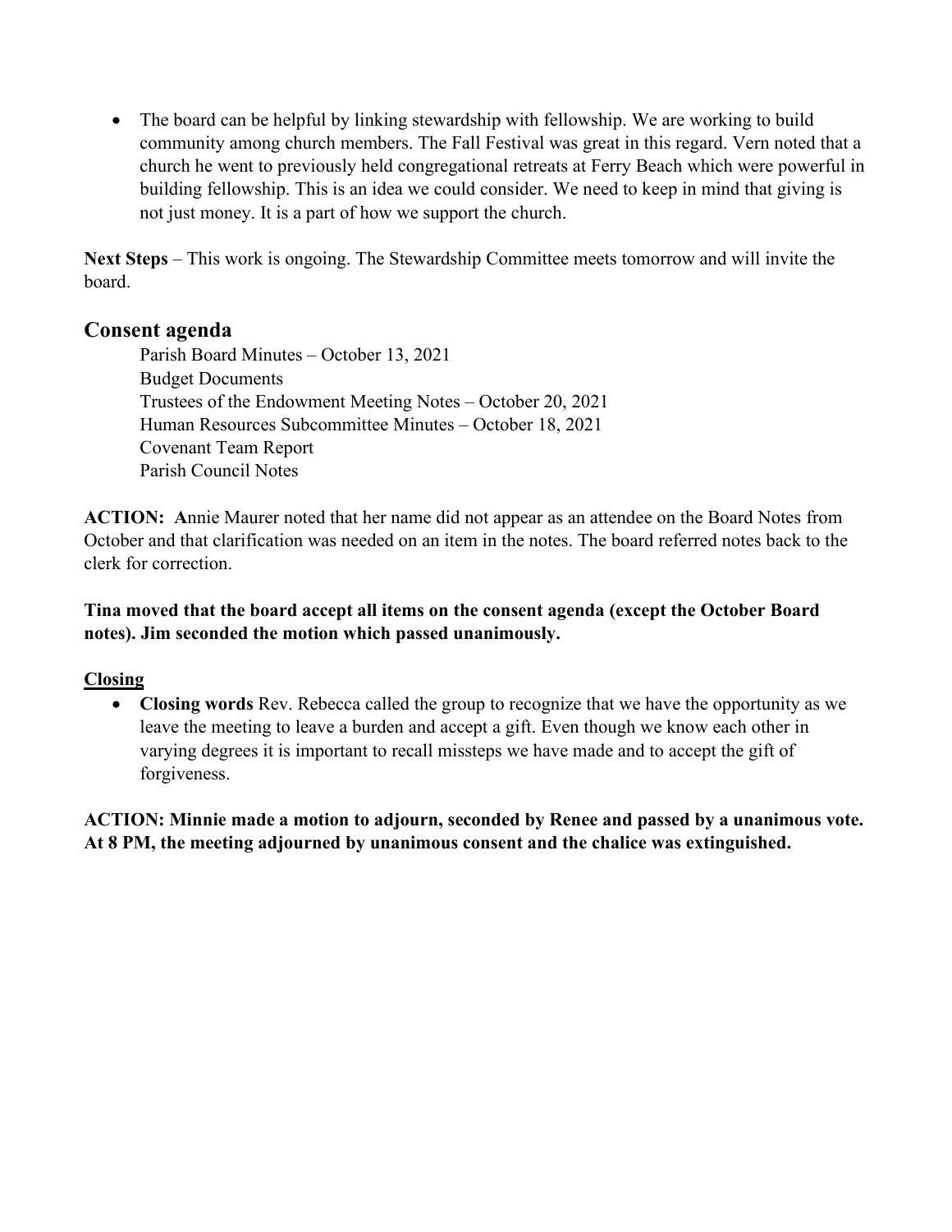- The board can be helpful by linking stewardship with fellowship. We are working to build community among church members. The Fall Festival was great in this regard. Vern noted that a church he went to previously held congregational retreats at Ferry Beach which were powerful in building fellowship. This is an idea we could consider. We need to keep in mind that giving is not just money. It is a part of how we support the church.

**Next Steps** – This work is ongoing. The Stewardship Committee meets tomorrow and will invite the board.

## Consent agenda

Parish Board Minutes – October 13, 2021
Budget Documents
Trustees of the Endowment Meeting Notes – October 20, 2021
Human Resources Subcommittee Minutes – October 18, 2021
Covenant Team Report
Parish Council Notes

**ACTION: A**nnie Maurer noted that her name did not appear as an attendee on the Board Notes from October and that clarification was needed on an item in the notes. The board referred notes back to the clerk for correction.

**Tina moved that the board accept all items on the consent agenda (except the October Board notes). Jim seconded the motion which passed unanimously.**

**Closing**

- **Closing words** Rev. Rebecca called the group to recognize that we have the opportunity as we leave the meeting to leave a burden and accept a gift. Even though we know each other in varying degrees it is important to recall missteps we have made and to accept the gift of forgiveness.

**ACTION: Minnie made a motion to adjourn, seconded by Renee and passed by a unanimous vote. At 8 PM, the meeting adjourned by unanimous consent and the chalice was extinguished.**